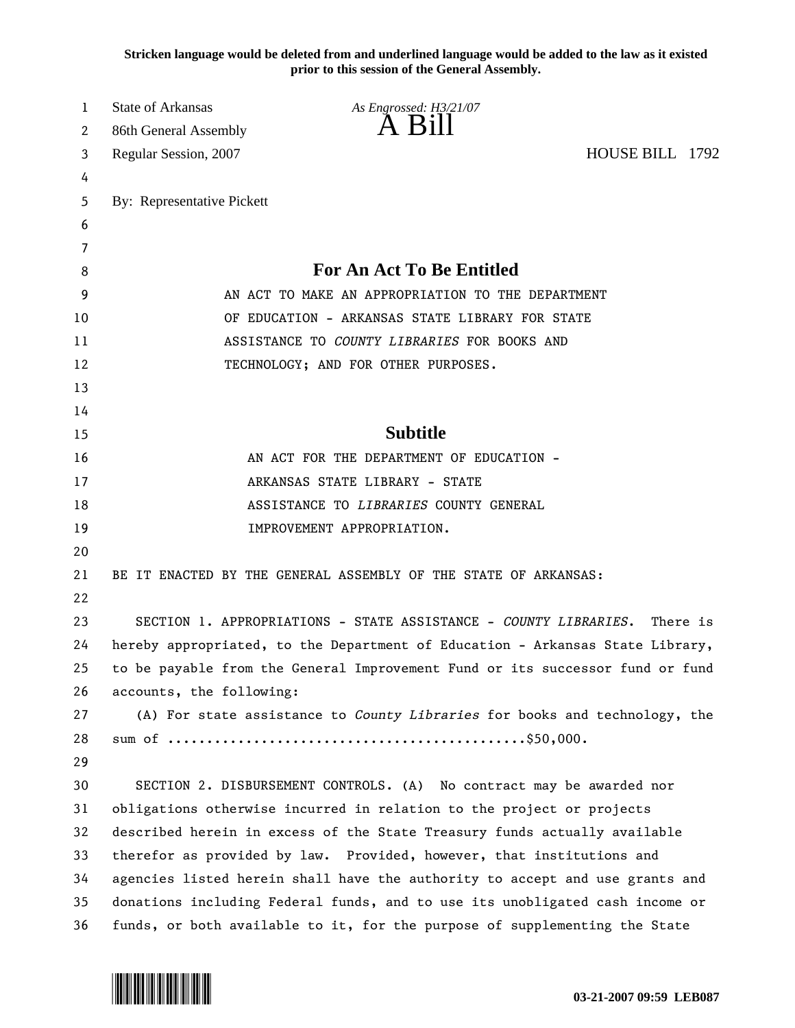**Stricken language would be deleted from and underlined language would be added to the law as it existed prior to this session of the General Assembly.**

State of Arkansas *As Engrossed: H3/21/07*
86th General Assembly

# A Bill

Regular Session, 2007 HOUSE BILL 1792

By: Representative Pickett

## For An Act To Be Entitled

AN ACT TO MAKE AN APPROPRIATION TO THE DEPARTMENT OF EDUCATION - ARKANSAS STATE LIBRARY FOR STATE ASSISTANCE TO *COUNTY LIBRARIES* FOR BOOKS AND TECHNOLOGY; AND FOR OTHER PURPOSES.

## Subtitle

AN ACT FOR THE DEPARTMENT OF EDUCATION - ARKANSAS STATE LIBRARY - STATE ASSISTANCE TO *LIBRARIES* COUNTY GENERAL IMPROVEMENT APPROPRIATION.

BE IT ENACTED BY THE GENERAL ASSEMBLY OF THE STATE OF ARKANSAS:

SECTION 1. APPROPRIATIONS - STATE ASSISTANCE - *COUNTY LIBRARIES*. There is hereby appropriated, to the Department of Education - Arkansas State Library, to be payable from the General Improvement Fund or its successor fund or fund accounts, the following:

(A) For state assistance to *County Libraries* for books and technology, the sum of ............................................$50,000.

SECTION 2. DISBURSEMENT CONTROLS. (A) No contract may be awarded nor obligations otherwise incurred in relation to the project or projects described herein in excess of the State Treasury funds actually available therefor as provided by law. Provided, however, that institutions and agencies listed herein shall have the authority to accept and use grants and donations including Federal funds, and to use its unobligated cash income or funds, or both available to it, for the purpose of supplementing the State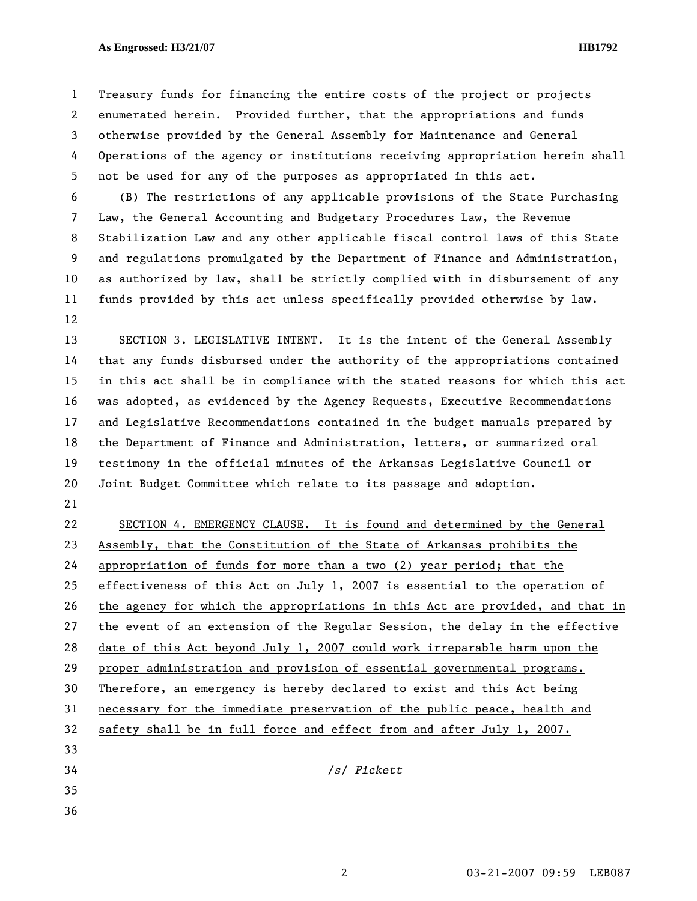Treasury funds for financing the entire costs of the project or projects enumerated herein. Provided further, that the appropriations and funds otherwise provided by the General Assembly for Maintenance and General Operations of the agency or institutions receiving appropriation herein shall not be used for any of the purposes as appropriated in this act.

(B) The restrictions of any applicable provisions of the State Purchasing Law, the General Accounting and Budgetary Procedures Law, the Revenue Stabilization Law and any other applicable fiscal control laws of this State and regulations promulgated by the Department of Finance and Administration, as authorized by law, shall be strictly complied with in disbursement of any funds provided by this act unless specifically provided otherwise by law.

SECTION 3. LEGISLATIVE INTENT. It is the intent of the General Assembly that any funds disbursed under the authority of the appropriations contained in this act shall be in compliance with the stated reasons for which this act was adopted, as evidenced by the Agency Requests, Executive Recommendations and Legislative Recommendations contained in the budget manuals prepared by the Department of Finance and Administration, letters, or summarized oral testimony in the official minutes of the Arkansas Legislative Council or Joint Budget Committee which relate to its passage and adoption.

SECTION 4. EMERGENCY CLAUSE. It is found and determined by the General Assembly, that the Constitution of the State of Arkansas prohibits the appropriation of funds for more than a two (2) year period; that the effectiveness of this Act on July 1, 2007 is essential to the operation of the agency for which the appropriations in this Act are provided, and that in the event of an extension of the Regular Session, the delay in the effective date of this Act beyond July 1, 2007 could work irreparable harm upon the proper administration and provision of essential governmental programs. Therefore, an emergency is hereby declared to exist and this Act being necessary for the immediate preservation of the public peace, health and safety shall be in full force and effect from and after July 1, 2007.

*/s/ Pickett*